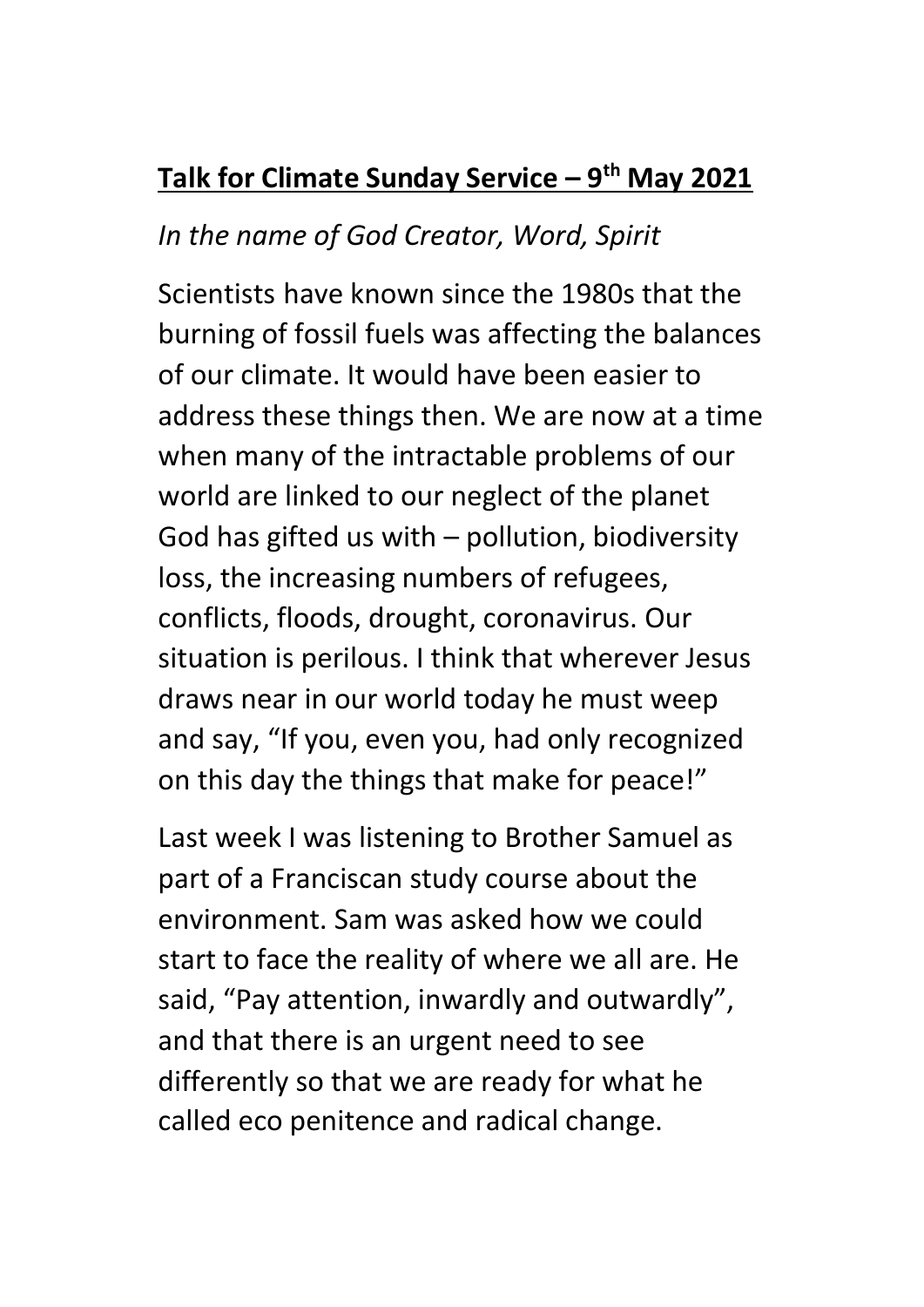## **Talk for Climate Sunday Service – 9th May 2021**

*In the name of God Creator, Word, Spirit*

Scientists have known since the 1980s that the burning of fossil fuels was affecting the balances of our climate. It would have been easier to address these things then. We are now at a time when many of the intractable problems of our world are linked to our neglect of the planet God has gifted us with – pollution, biodiversity loss, the increasing numbers of refugees, conflicts, floods, drought, coronavirus. Our situation is perilous. I think that wherever Jesus draws near in our world today he must weep and say, "If you, even you, had only recognized on this day the things that make for peace!"

Last week I was listening to Brother Samuel as part of a Franciscan study course about the environment. Sam was asked how we could start to face the reality of where we all are. He said, "Pay attention, inwardly and outwardly", and that there is an urgent need to see differently so that we are ready for what he called eco penitence and radical change.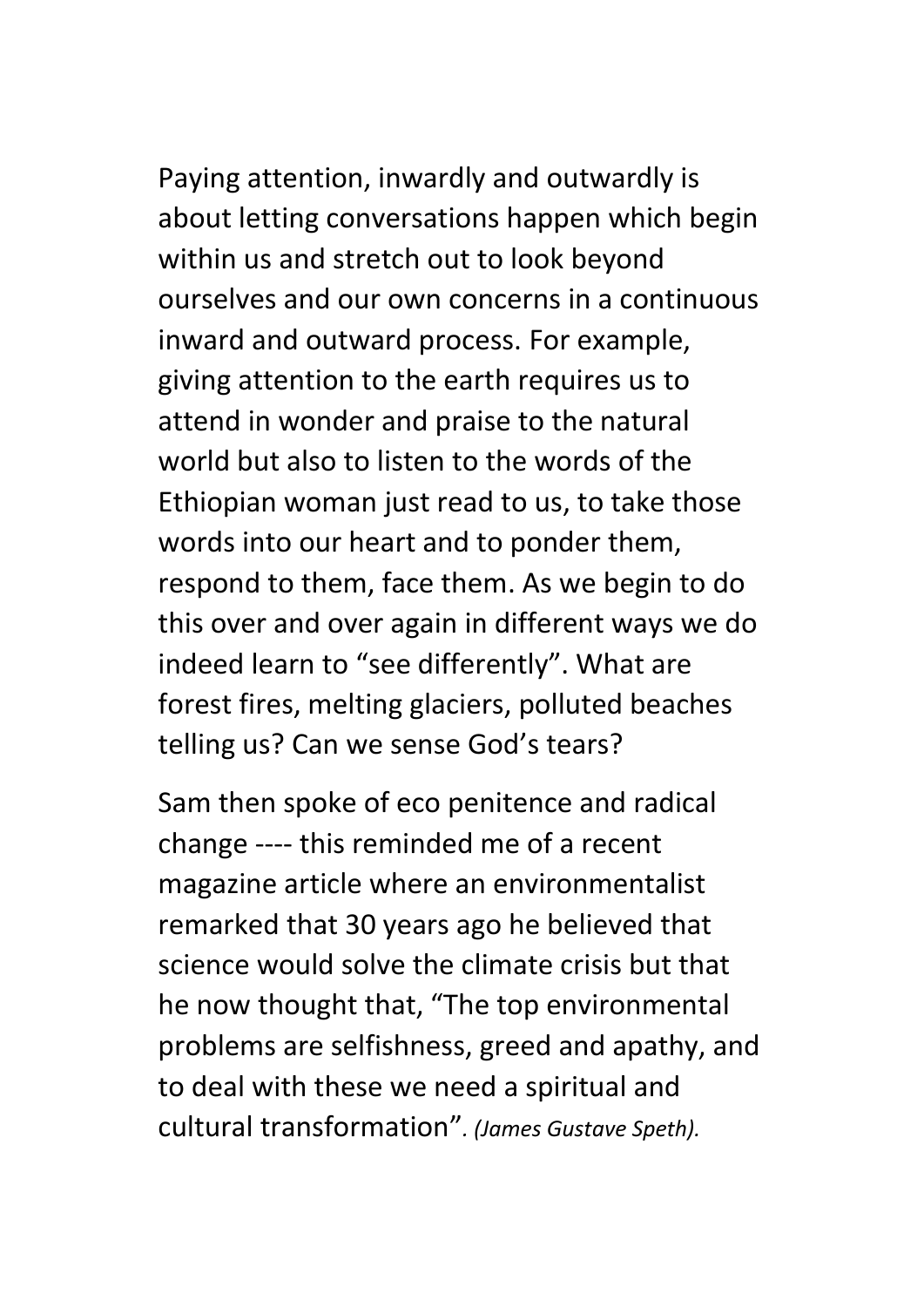Paying attention, inwardly and outwardly is about letting conversations happen which begin within us and stretch out to look beyond ourselves and our own concerns in a continuous inward and outward process. For example, giving attention to the earth requires us to attend in wonder and praise to the natural world but also to listen to the words of the Ethiopian woman just read to us, to take those words into our heart and to ponder them, respond to them, face them. As we begin to do this over and over again in different ways we do indeed learn to "see differently". What are forest fires, melting glaciers, polluted beaches telling us? Can we sense God's tears?

Sam then spoke of eco penitence and radical change ---- this reminded me of a recent magazine article where an environmentalist remarked that 30 years ago he believed that science would solve the climate crisis but that he now thought that, "The top environmental problems are selfishness, greed and apathy, and to deal with these we need a spiritual and cultural transformation". *(James Gustave Speth).*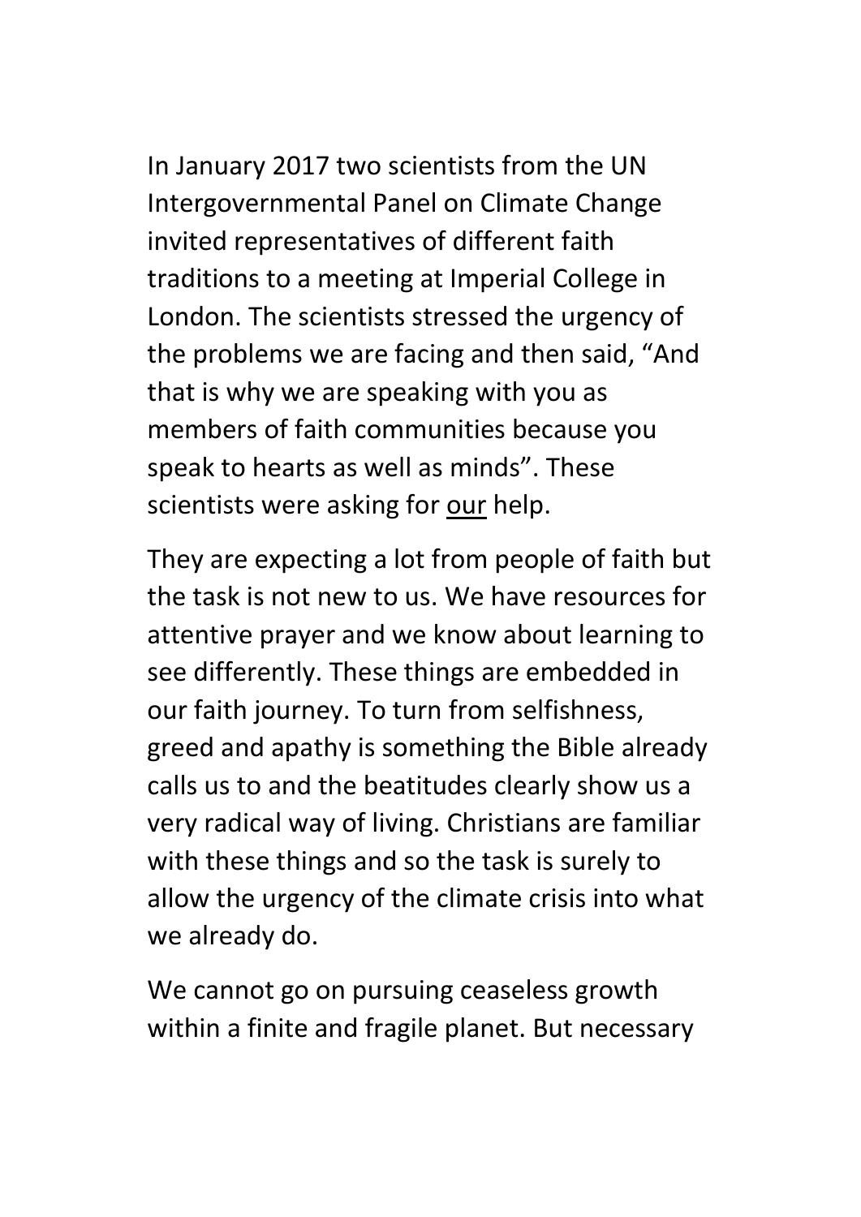In January 2017 two scientists from the UN Intergovernmental Panel on Climate Change invited representatives of different faith traditions to a meeting at Imperial College in London. The scientists stressed the urgency of the problems we are facing and then said, “And that is why we are speaking with you as members of faith communities because you speak to hearts as well as minds”. These scientists were asking for <u>our</u> help.

They are expecting a lot from people of faith but the task is not new to us. We have resources for attentive prayer and we know about learning to see differently. These things are embedded in our faith journey. To turn from selfishness, greed and apathy is something the Bible already calls us to and the beatitudes clearly show us a very radical way of living. Christians are familiar with these things and so the task is surely to allow the urgency of the climate crisis into what we already do.

We cannot go on pursuing ceaseless growth within a finite and fragile planet. But necessary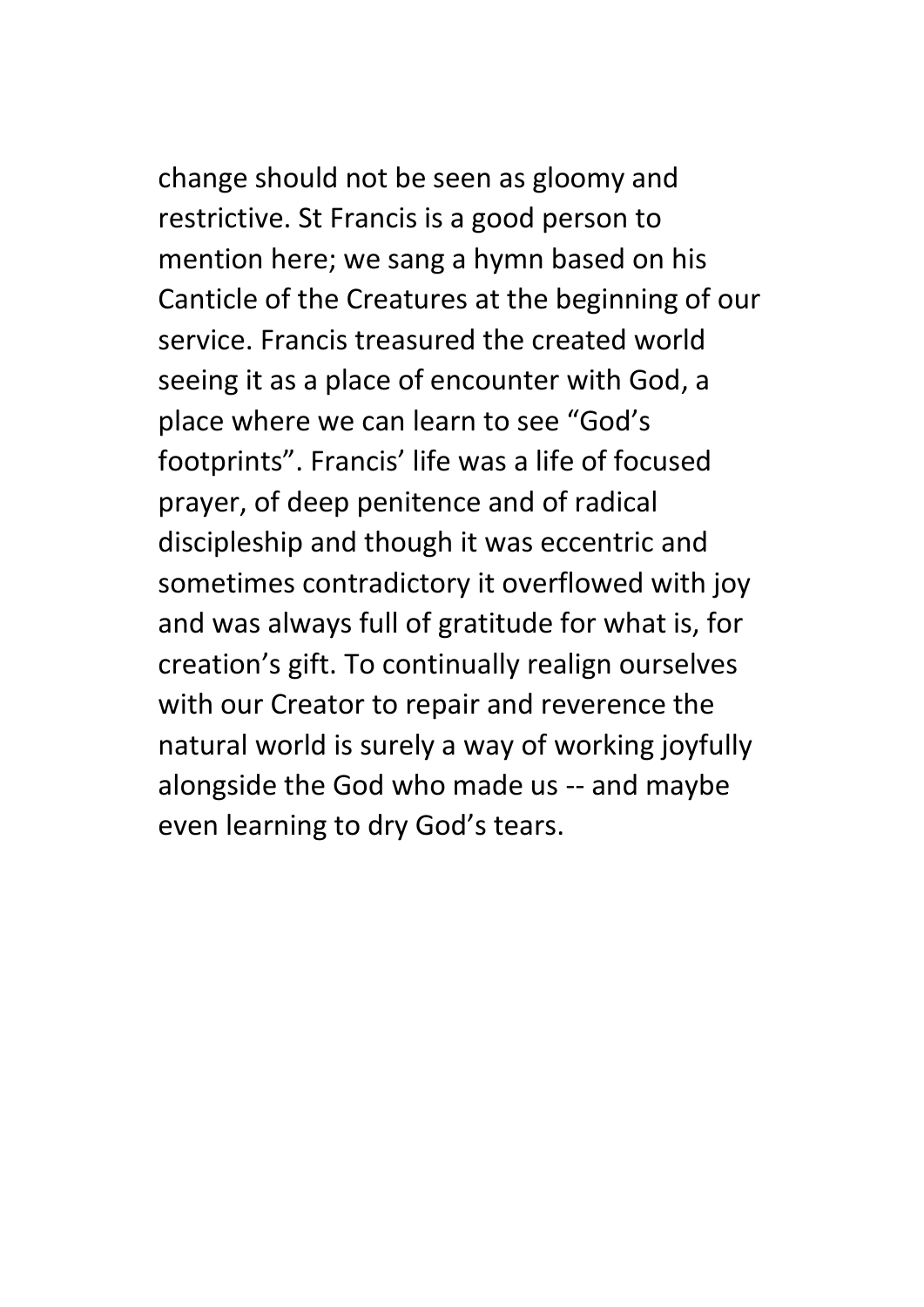change should not be seen as gloomy and restrictive. St Francis is a good person to mention here; we sang a hymn based on his Canticle of the Creatures at the beginning of our service. Francis treasured the created world seeing it as a place of encounter with God, a place where we can learn to see "God's footprints". Francis' life was a life of focused prayer, of deep penitence and of radical discipleship and though it was eccentric and sometimes contradictory it overflowed with joy and was always full of gratitude for what is, for creation's gift. To continually realign ourselves with our Creator to repair and reverence the natural world is surely a way of working joyfully alongside the God who made us -- and maybe even learning to dry God's tears.